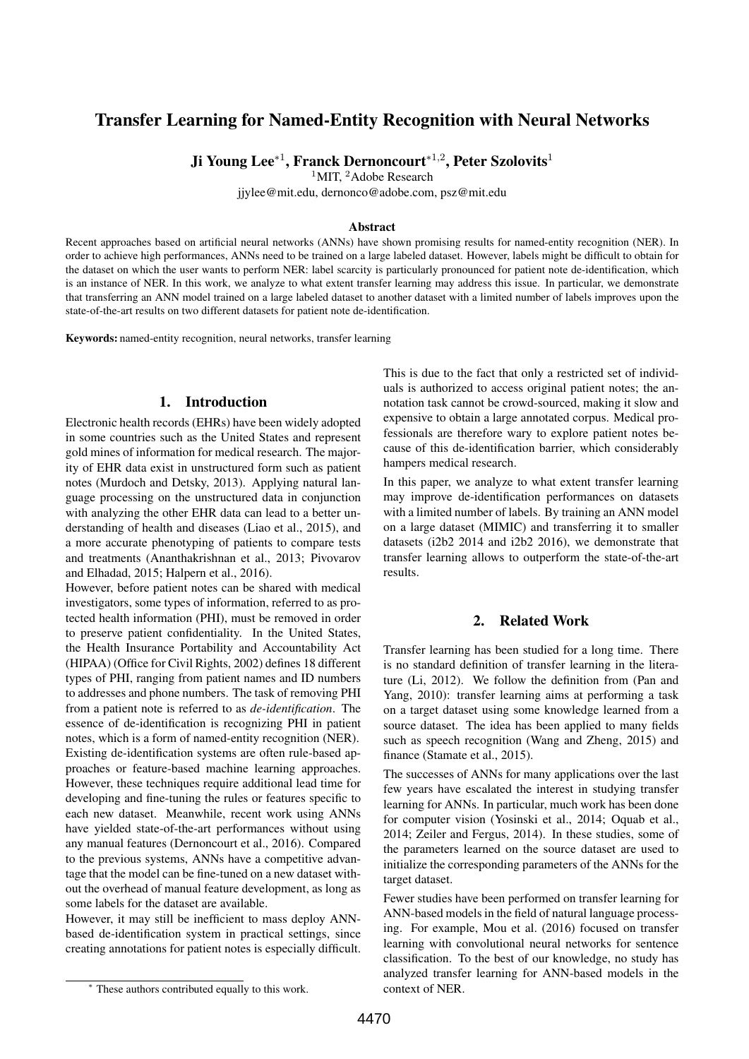# Transfer Learning for Named-Entity Recognition with Neural Networks

**Ji Young Lee*[1], Franck Dernoncourt*[1,2], Peter Szolovits[1]**

[1]MIT, [2]Adobe Research

jjylee@mit.edu, dernonco@adobe.com, psz@mit.edu

### Abstract

Recent approaches based on artificial neural networks (ANNs) have shown promising results for named-entity recognition (NER). In order to achieve high performances, ANNs need to be trained on a large labeled dataset. However, labels might be difficult to obtain for the dataset on which the user wants to perform NER: label scarcity is particularly pronounced for patient note de-identification, which is an instance of NER. In this work, we analyze to what extent transfer learning may address this issue. In particular, we demonstrate that transferring an ANN model trained on a large labeled dataset to another dataset with a limited number of labels improves upon the state-of-the-art results on two different datasets for patient note de-identification.

**Keywords:** named-entity recognition, neural networks, transfer learning

## 1. Introduction

Electronic health records (EHRs) have been widely adopted in some countries such as the United States and represent gold mines of information for medical research. The majority of EHR data exist in unstructured form such as patient notes (Murdoch and Detsky, 2013). Applying natural language processing on the unstructured data in conjunction with analyzing the other EHR data can lead to a better understanding of health and diseases (Liao et al., 2015), and a more accurate phenotyping of patients to compare tests and treatments (Ananthakrishnan et al., 2013; Pivovarov and Elhadad, 2015; Halpern et al., 2016).

However, before patient notes can be shared with medical investigators, some types of information, referred to as protected health information (PHI), must be removed in order to preserve patient confidentiality. In the United States, the Health Insurance Portability and Accountability Act (HIPAA) (Office for Civil Rights, 2002) defines 18 different types of PHI, ranging from patient names and ID numbers to addresses and phone numbers. The task of removing PHI from a patient note is referred to as *de-identification*. The essence of de-identification is recognizing PHI in patient notes, which is a form of named-entity recognition (NER). Existing de-identification systems are often rule-based approaches or feature-based machine learning approaches. However, these techniques require additional lead time for developing and fine-tuning the rules or features specific to each new dataset. Meanwhile, recent work using ANNs have yielded state-of-the-art performances without using any manual features (Dernoncourt et al., 2016). Compared to the previous systems, ANNs have a competitive advantage that the model can be fine-tuned on a new dataset without the overhead of manual feature development, as long as some labels for the dataset are available.

However, it may still be inefficient to mass deploy ANN-based de-identification system in practical settings, since creating annotations for patient notes is especially difficult. This is due to the fact that only a restricted set of individuals is authorized to access original patient notes; the annotation task cannot be crowd-sourced, making it slow and expensive to obtain a large annotated corpus. Medical professionals are therefore wary to explore patient notes because of this de-identification barrier, which considerably hampers medical research.

In this paper, we analyze to what extent transfer learning may improve de-identification performances on datasets with a limited number of labels. By training an ANN model on a large dataset (MIMIC) and transferring it to smaller datasets (i2b2 2014 and i2b2 2016), we demonstrate that transfer learning allows to outperform the state-of-the-art results.

## 2. Related Work

Transfer learning has been studied for a long time. There is no standard definition of transfer learning in the literature (Li, 2012). We follow the definition from (Pan and Yang, 2010): transfer learning aims at performing a task on a target dataset using some knowledge learned from a source dataset. The idea has been applied to many fields such as speech recognition (Wang and Zheng, 2015) and finance (Stamate et al., 2015).

The successes of ANNs for many applications over the last few years have escalated the interest in studying transfer learning for ANNs. In particular, much work has been done for computer vision (Yosinski et al., 2014; Oquab et al., 2014; Zeiler and Fergus, 2014). In these studies, some of the parameters learned on the source dataset are used to initialize the corresponding parameters of the ANNs for the target dataset.

Fewer studies have been performed on transfer learning for ANN-based models in the field of natural language processing. For example, Mou et al. (2016) focused on transfer learning with convolutional neural networks for sentence classification. To the best of our knowledge, no study has analyzed transfer learning for ANN-based models in the context of NER.

* These authors contributed equally to this work.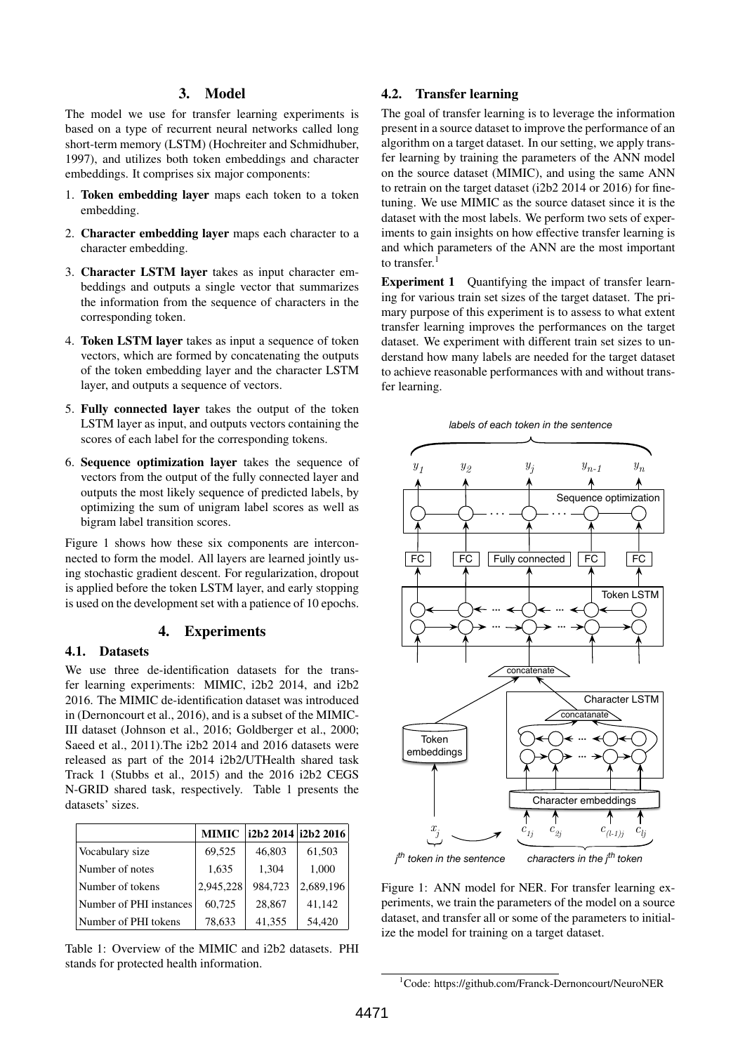## 3. Model

The model we use for transfer learning experiments is based on a type of recurrent neural networks called long short-term memory (LSTM) (Hochreiter and Schmidhuber, 1997), and utilizes both token embeddings and character embeddings. It comprises six major components:

1. **Token embedding layer** maps each token to a token embedding.
2. **Character embedding layer** maps each character to a character embedding.
3. **Character LSTM layer** takes as input character embeddings and outputs a single vector that summarizes the information from the sequence of characters in the corresponding token.
4. **Token LSTM layer** takes as input a sequence of token vectors, which are formed by concatenating the outputs of the token embedding layer and the character LSTM layer, and outputs a sequence of vectors.
5. **Fully connected layer** takes the output of the token LSTM layer as input, and outputs vectors containing the scores of each label for the corresponding tokens.
6. **Sequence optimization layer** takes the sequence of vectors from the output of the fully connected layer and outputs the most likely sequence of predicted labels, by optimizing the sum of unigram label scores as well as bigram label transition scores.

Figure 1 shows how these six components are interconnected to form the model. All layers are learned jointly using stochastic gradient descent. For regularization, dropout is applied before the token LSTM layer, and early stopping is used on the development set with a patience of 10 epochs.

## 4. Experiments

### 4.1. Datasets

We use three de-identification datasets for the transfer learning experiments: MIMIC, i2b2 2014, and i2b2 2016. The MIMIC de-identification dataset was introduced in (Dernoncourt et al., 2016), and is a subset of the MIMIC-III dataset (Johnson et al., 2016; Goldberger et al., 2000; Saeed et al., 2011).The i2b2 2014 and 2016 datasets were released as part of the 2014 i2b2/UTHealth shared task Track 1 (Stubbs et al., 2015) and the 2016 i2b2 CEGS N-GRID shared task, respectively. Table 1 presents the datasets' sizes.

| | MIMIC | i2b2 2014 | i2b2 2016 |
|---|---|---|---|
| Vocabulary size | 69,525 | 46,803 | 61,503 |
| Number of notes | 1,635 | 1,304 | 1,000 |
| Number of tokens | 2,945,228 | 984,723 | 2,689,196 |
| Number of PHI instances | 60,725 | 28,867 | 41,142 |
| Number of PHI tokens | 78,633 | 41,355 | 54,420 |

Table 1: Overview of the MIMIC and i2b2 datasets. PHI stands for protected health information.

### 4.2. Transfer learning

The goal of transfer learning is to leverage the information present in a source dataset to improve the performance of an algorithm on a target dataset. In our setting, we apply transfer learning by training the parameters of the ANN model on the source dataset (MIMIC), and using the same ANN to retrain on the target dataset (i2b2 2014 or 2016) for fine-tuning. We use MIMIC as the source dataset since it is the dataset with the most labels. We perform two sets of experiments to gain insights on how effective transfer learning is and which parameters of the ANN are the most important to transfer.[1]

**Experiment 1** Quantifying the impact of transfer learning for various train set sizes of the target dataset. The primary purpose of this experiment is to assess to what extent transfer learning improves the performances on the target dataset. We experiment with different train set sizes to understand how many labels are needed for the target dataset to achieve reasonable performances with and without transfer learning.

Figure 1: ANN model for NER. For transfer learning experiments, we train the parameters of the model on a source dataset, and transfer all or some of the parameters to initialize the model for training on a target dataset.

[1] Code: https://github.com/Franck-Dernoncourt/NeuroNER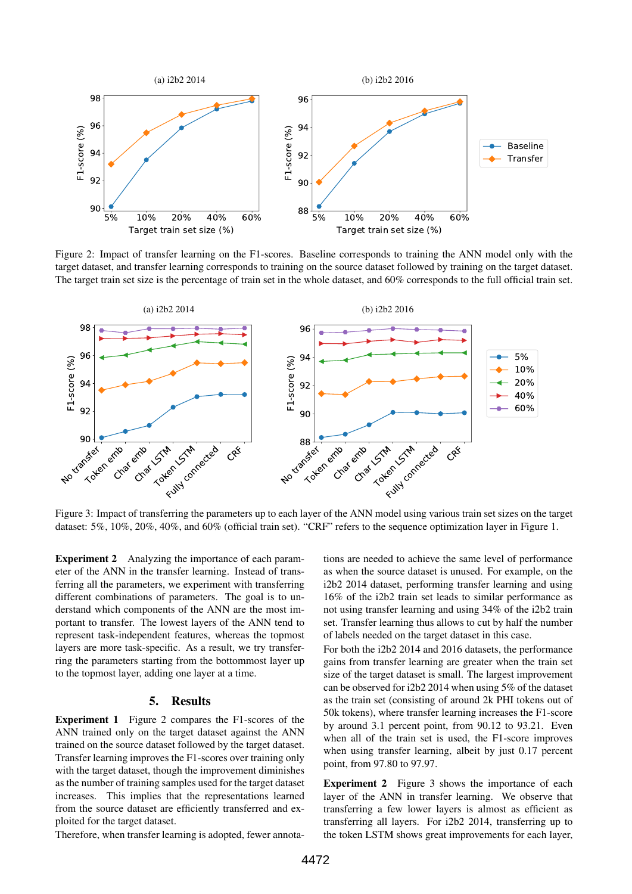Figure 2: Impact of transfer learning on the F1-scores. Baseline corresponds to training the ANN model only with the target dataset, and transfer learning corresponds to training on the source dataset followed by training on the target dataset. The target train set size is the percentage of train set in the whole dataset, and 60% corresponds to the full official train set.

Figure 3: Impact of transferring the parameters up to each layer of the ANN model using various train set sizes on the target dataset: 5%, 10%, 20%, 40%, and 60% (official train set). "CRF" refers to the sequence optimization layer in Figure 1.

**Experiment 2** Analyzing the importance of each parameter of the ANN in the transfer learning. Instead of transferring all the parameters, we experiment with transferring different combinations of parameters. The goal is to understand which components of the ANN are the most important to transfer. The lowest layers of the ANN tend to represent task-independent features, whereas the topmost layers are more task-specific. As a result, we try transferring the parameters starting from the bottommost layer up to the topmost layer, adding one layer at a time.

## 5. Results

**Experiment 1** Figure 2 compares the F1-scores of the ANN trained only on the target dataset against the ANN trained on the source dataset followed by the target dataset. Transfer learning improves the F1-scores over training only with the target dataset, though the improvement diminishes as the number of training samples used for the target dataset increases. This implies that the representations learned from the source dataset are efficiently transferred and exploited for the target dataset.

Therefore, when transfer learning is adopted, fewer annotations are needed to achieve the same level of performance as when the source dataset is unused. For example, on the i2b2 2014 dataset, performing transfer learning and using 16% of the i2b2 train set leads to similar performance as not using transfer learning and using 34% of the i2b2 train set. Transfer learning thus allows to cut by half the number of labels needed on the target dataset in this case.

For both the i2b2 2014 and 2016 datasets, the performance gains from transfer learning are greater when the train set size of the target dataset is small. The largest improvement can be observed for i2b2 2014 when using 5% of the dataset as the train set (consisting of around 2k PHI tokens out of 50k tokens), where transfer learning increases the F1-score by around 3.1 percent point, from 90.12 to 93.21. Even when all of the train set is used, the F1-score improves when using transfer learning, albeit by just 0.17 percent point, from 97.80 to 97.97.

**Experiment 2** Figure 3 shows the importance of each layer of the ANN in transfer learning. We observe that transferring a few lower layers is almost as efficient as transferring all layers. For i2b2 2014, transferring up to the token LSTM shows great improvements for each layer,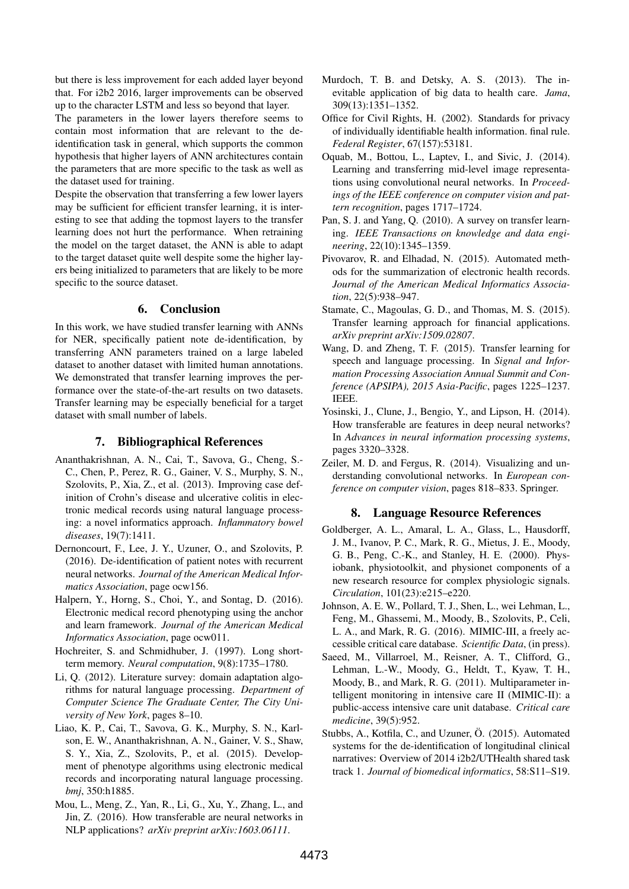but there is less improvement for each added layer beyond that. For i2b2 2016, larger improvements can be observed up to the character LSTM and less so beyond that layer.

The parameters in the lower layers therefore seems to contain most information that are relevant to the de-identification task in general, which supports the common hypothesis that higher layers of ANN architectures contain the parameters that are more specific to the task as well as the dataset used for training.

Despite the observation that transferring a few lower layers may be sufficient for efficient transfer learning, it is interesting to see that adding the topmost layers to the transfer learning does not hurt the performance. When retraining the model on the target dataset, the ANN is able to adapt to the target dataset quite well despite some the higher layers being initialized to parameters that are likely to be more specific to the source dataset.

## 6. Conclusion

In this work, we have studied transfer learning with ANNs for NER, specifically patient note de-identification, by transferring ANN parameters trained on a large labeled dataset to another dataset with limited human annotations. We demonstrated that transfer learning improves the performance over the state-of-the-art results on two datasets. Transfer learning may be especially beneficial for a target dataset with small number of labels.

## 7. Bibliographical References

Ananthakrishnan, A. N., Cai, T., Savova, G., Cheng, S.-C., Chen, P., Perez, R. G., Gainer, V. S., Murphy, S. N., Szolovits, P., Xia, Z., et al. (2013). Improving case definition of Crohn's disease and ulcerative colitis in electronic medical records using natural language processing: a novel informatics approach. *Inflammatory bowel diseases*, 19(7):1411.

Dernoncourt, F., Lee, J. Y., Uzuner, O., and Szolovits, P. (2016). De-identification of patient notes with recurrent neural networks. *Journal of the American Medical Informatics Association*, page ocw156.

Halpern, Y., Horng, S., Choi, Y., and Sontag, D. (2016). Electronic medical record phenotyping using the anchor and learn framework. *Journal of the American Medical Informatics Association*, page ocw011.

Hochreiter, S. and Schmidhuber, J. (1997). Long short-term memory. *Neural computation*, 9(8):1735–1780.

Li, Q. (2012). Literature survey: domain adaptation algorithms for natural language processing. *Department of Computer Science The Graduate Center, The City University of New York*, pages 8–10.

Liao, K. P., Cai, T., Savova, G. K., Murphy, S. N., Karlson, E. W., Ananthakrishnan, A. N., Gainer, V. S., Shaw, S. Y., Xia, Z., Szolovits, P., et al. (2015). Development of phenotype algorithms using electronic medical records and incorporating natural language processing. *bmj*, 350:h1885.

Mou, L., Meng, Z., Yan, R., Li, G., Xu, Y., Zhang, L., and Jin, Z. (2016). How transferable are neural networks in NLP applications? *arXiv preprint arXiv:1603.06111*.

Murdoch, T. B. and Detsky, A. S. (2013). The inevitable application of big data to health care. *Jama*, 309(13):1351–1352.

Office for Civil Rights, H. (2002). Standards for privacy of individually identifiable health information. final rule. *Federal Register*, 67(157):53181.

Oquab, M., Bottou, L., Laptev, I., and Sivic, J. (2014). Learning and transferring mid-level image representations using convolutional neural networks. In *Proceedings of the IEEE conference on computer vision and pattern recognition*, pages 1717–1724.

Pan, S. J. and Yang, Q. (2010). A survey on transfer learning. *IEEE Transactions on knowledge and data engineering*, 22(10):1345–1359.

Pivovarov, R. and Elhadad, N. (2015). Automated methods for the summarization of electronic health records. *Journal of the American Medical Informatics Association*, 22(5):938–947.

Stamate, C., Magoulas, G. D., and Thomas, M. S. (2015). Transfer learning approach for financial applications. *arXiv preprint arXiv:1509.02807*.

Wang, D. and Zheng, T. F. (2015). Transfer learning for speech and language processing. In *Signal and Information Processing Association Annual Summit and Conference (APSIPA), 2015 Asia-Pacific*, pages 1225–1237. IEEE.

Yosinski, J., Clune, J., Bengio, Y., and Lipson, H. (2014). How transferable are features in deep neural networks? In *Advances in neural information processing systems*, pages 3320–3328.

Zeiler, M. D. and Fergus, R. (2014). Visualizing and understanding convolutional networks. In *European conference on computer vision*, pages 818–833. Springer.

## 8. Language Resource References

Goldberger, A. L., Amaral, L. A., Glass, L., Hausdorff, J. M., Ivanov, P. C., Mark, R. G., Mietus, J. E., Moody, G. B., Peng, C.-K., and Stanley, H. E. (2000). Physiobank, physiotoolkit, and physionet components of a new research resource for complex physiologic signals. *Circulation*, 101(23):e215–e220.

Johnson, A. E. W., Pollard, T. J., Shen, L., wei Lehman, L., Feng, M., Ghassemi, M., Moody, B., Szolovits, P., Celi, L. A., and Mark, R. G. (2016). MIMIC-III, a freely accessible critical care database. *Scientific Data*, (in press).

Saeed, M., Villarroel, M., Reisner, A. T., Clifford, G., Lehman, L.-W., Moody, G., Heldt, T., Kyaw, T. H., Moody, B., and Mark, R. G. (2011). Multiparameter intelligent monitoring in intensive care II (MIMIC-II): a public-access intensive care unit database. *Critical care medicine*, 39(5):952.

Stubbs, A., Kotfila, C., and Uzuner, Ö. (2015). Automated systems for the de-identification of longitudinal clinical narratives: Overview of 2014 i2b2/UTHealth shared task track 1. *Journal of biomedical informatics*, 58:S11–S19.